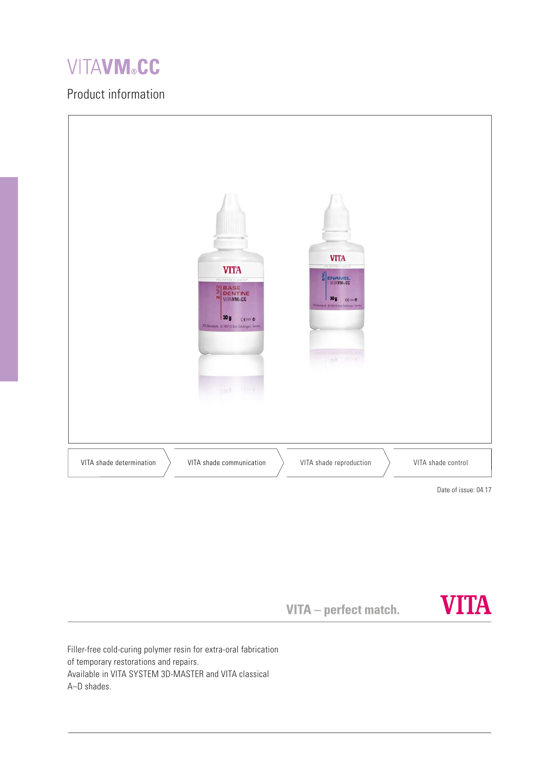# VITAVM®CC

## Product information

VITA shade determination | VITA shade communication | VITA shade reproduction | VITA shade control

Date of issue: 04.17

**VITA – perfect match.**

VITA

Filler-free cold-curing polymer resin for extra-oral fabrication of temporary restorations and repairs.
Available in VITA SYSTEM 3D-MASTER and VITA classical A–D shades.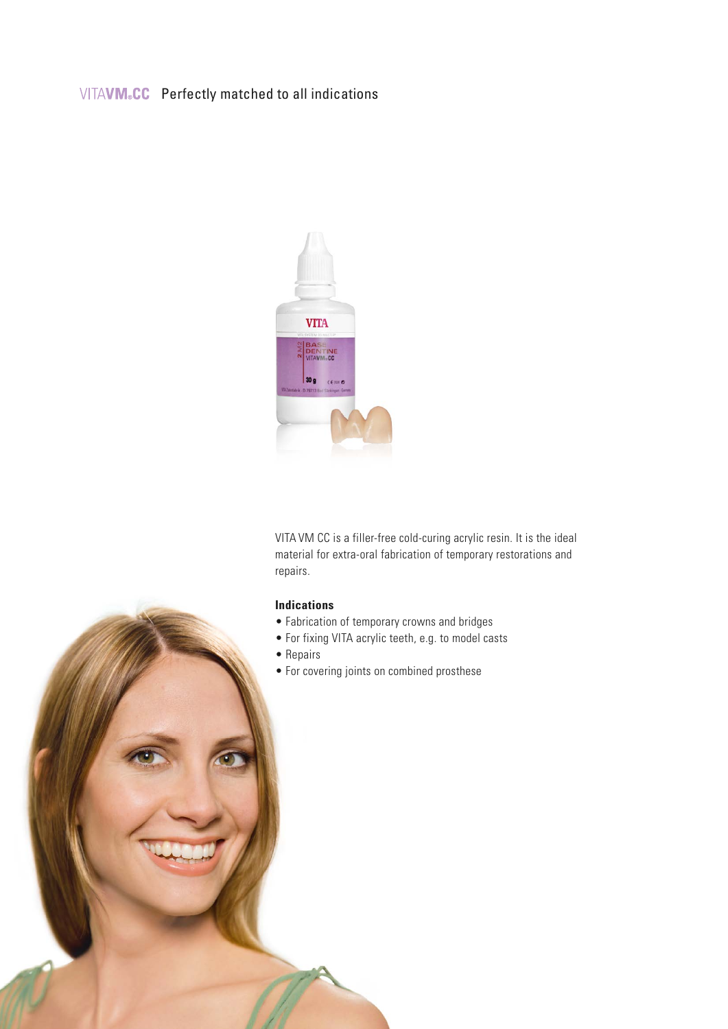## VITAVM®CC Perfectly matched to all indications

VITA VM CC is a filler-free cold-curing acrylic resin. It is the ideal material for extra-oral fabrication of temporary restorations and repairs.

**Indications**

- Fabrication of temporary crowns and bridges
- For fixing VITA acrylic teeth, e.g. to model casts
- Repairs
- For covering joints on combined prosthese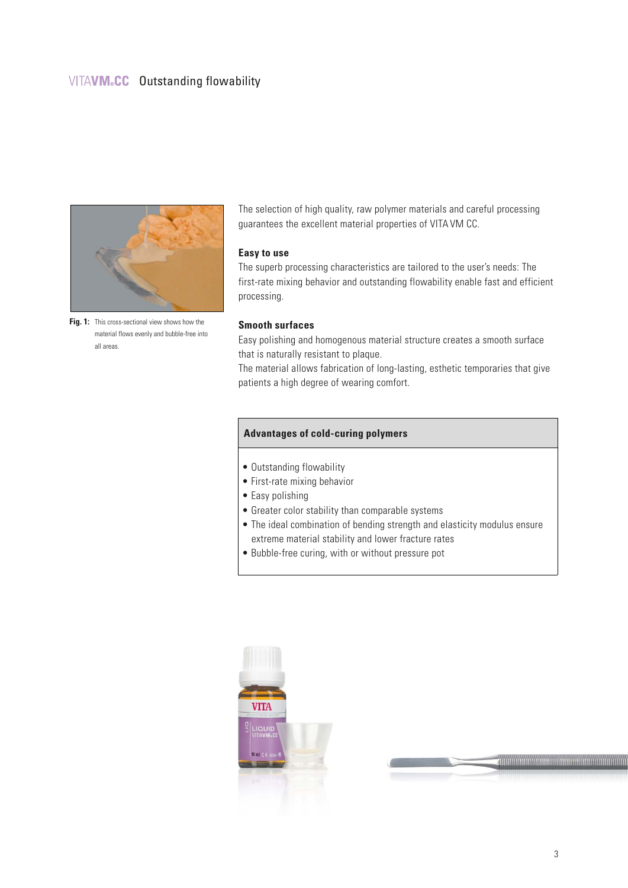# VITA VM CC Outstanding flowability

**Fig. 1:** This cross-sectional view shows how the material flows evenly and bubble-free into all areas.

The selection of high quality, raw polymer materials and careful processing guarantees the excellent material properties of VITA VM CC.

### Easy to use

The superb processing characteristics are tailored to the user's needs: The first-rate mixing behavior and outstanding flowability enable fast and efficient processing.

### Smooth surfaces

Easy polishing and homogenous material structure creates a smooth surface that is naturally resistant to plaque.
The material allows fabrication of long-lasting, esthetic temporaries that give patients a high degree of wearing comfort.

### Advantages of cold-curing polymers

- Outstanding flowability
- First-rate mixing behavior
- Easy polishing
- Greater color stability than comparable systems
- The ideal combination of bending strength and elasticity modulus ensure extreme material stability and lower fracture rates
- Bubble-free curing, with or without pressure pot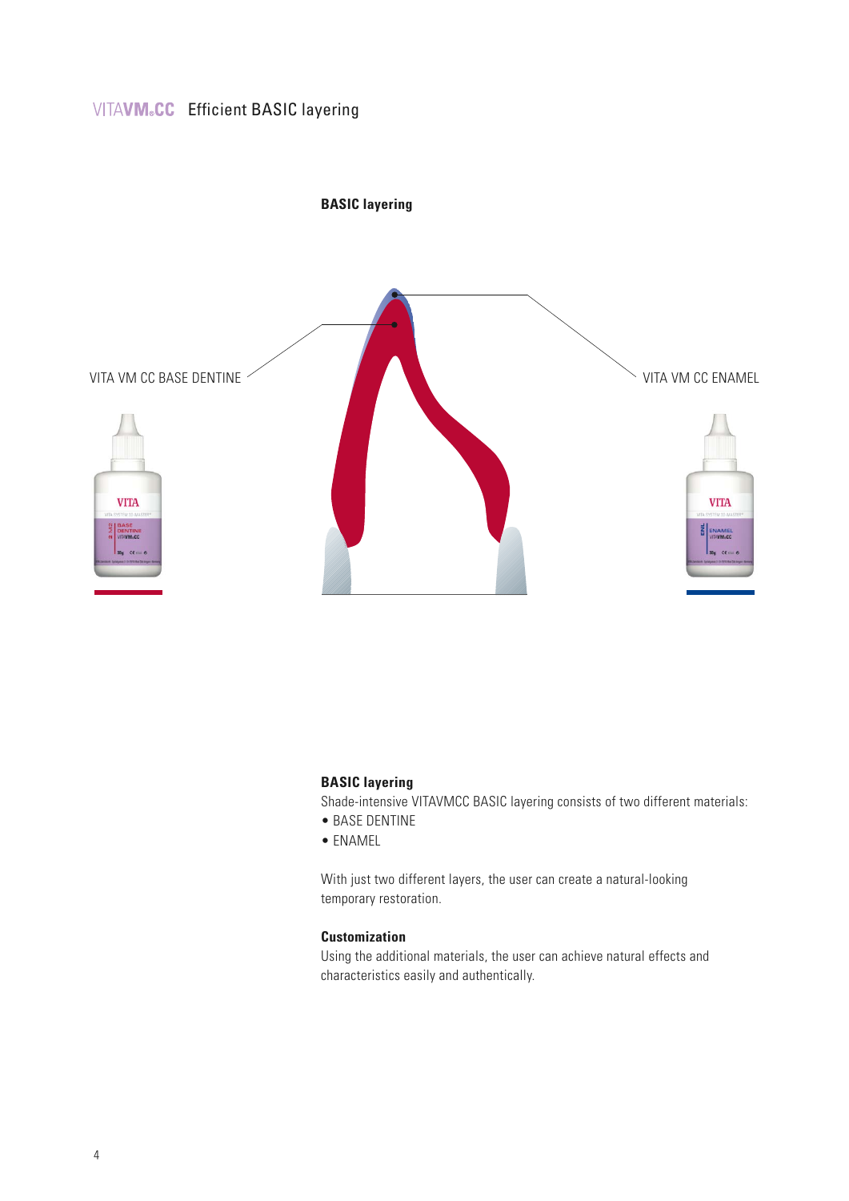# VITAVM®CC Efficient BASIC layering

**BASIC layering**

VITA VM CC BASE DENTINE

VITA VM CC ENAMEL

## BASIC layering

Shade-intensive VITAVMCC BASIC layering consists of two different materials:

- BASE DENTINE
- ENAMEL

With just two different layers, the user can create a natural-looking temporary restoration.

## Customization

Using the additional materials, the user can achieve natural effects and characteristics easily and authentically.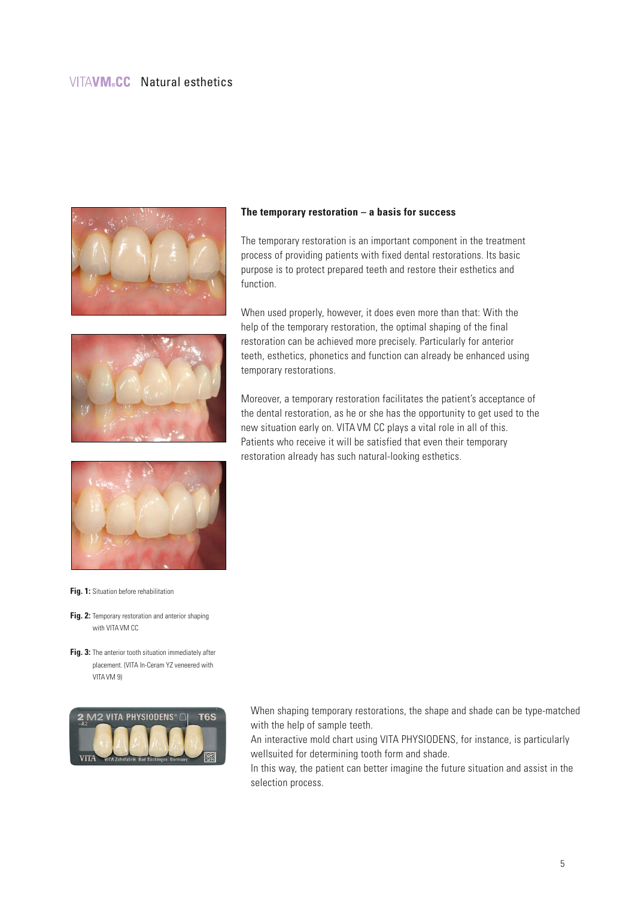## The temporary restoration – a basis for success

The temporary restoration is an important component in the treatment process of providing patients with fixed dental restorations. Its basic purpose is to protect prepared teeth and restore their esthetics and function.

When used properly, however, it does even more than that: With the help of the temporary restoration, the optimal shaping of the final restoration can be achieved more precisely. Particularly for anterior teeth, esthetics, phonetics and function can already be enhanced using temporary restorations.

Moreover, a temporary restoration facilitates the patient's acceptance of the dental restoration, as he or she has the opportunity to get used to the new situation early on. VITA VM CC plays a vital role in all of this. Patients who receive it will be satisfied that even their temporary restoration already has such natural-looking esthetics.

**Fig. 1:** Situation before rehabilitation

**Fig. 2:** Temporary restoration and anterior shaping with VITA VM CC

**Fig. 3:** The anterior tooth situation immediately after placement. (VITA In-Ceram YZ veneered with VITA VM 9)

When shaping temporary restorations, the shape and shade can be type-matched with the help of sample teeth.
An interactive mold chart using VITA PHYSIODENS, for instance, is particularly wellsuited for determining tooth form and shade.
In this way, the patient can better imagine the future situation and assist in the selection process.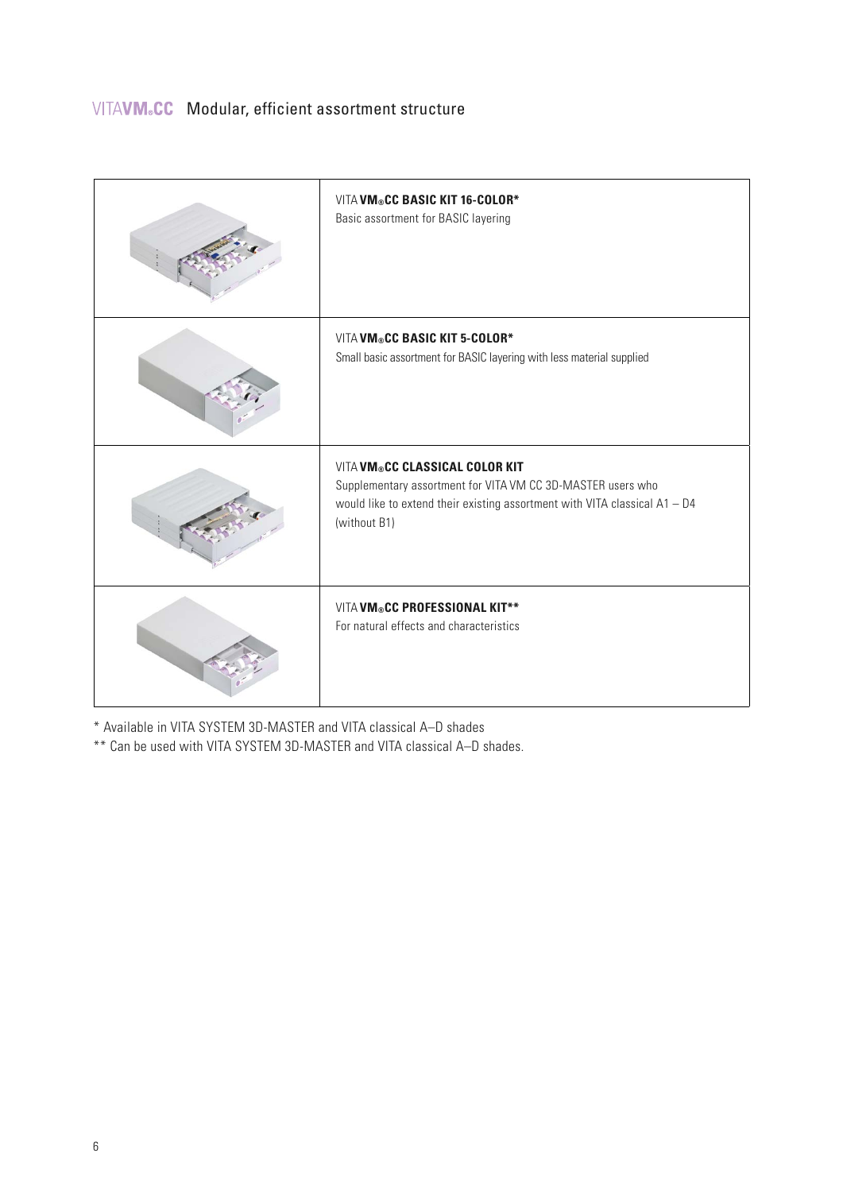# VITA VM®CC Modular, efficient assortment structure

| | |
|---|---|
| | VITA **VM®CC BASIC KIT 16-COLOR***<br>Basic assortment for BASIC layering |
| | VITA **VM®CC BASIC KIT 5-COLOR***<br>Small basic assortment for BASIC layering with less material supplied |
| | VITA **VM®CC CLASSICAL COLOR KIT**<br>Supplementary assortment for VITA VM CC 3D-MASTER users who would like to extend their existing assortment with VITA classical A1 – D4 (without B1) |
| | VITA **VM®CC PROFESSIONAL KIT****<br>For natural effects and characteristics |

* Available in VITA SYSTEM 3D-MASTER and VITA classical A–D shades

** Can be used with VITA SYSTEM 3D-MASTER and VITA classical A–D shades.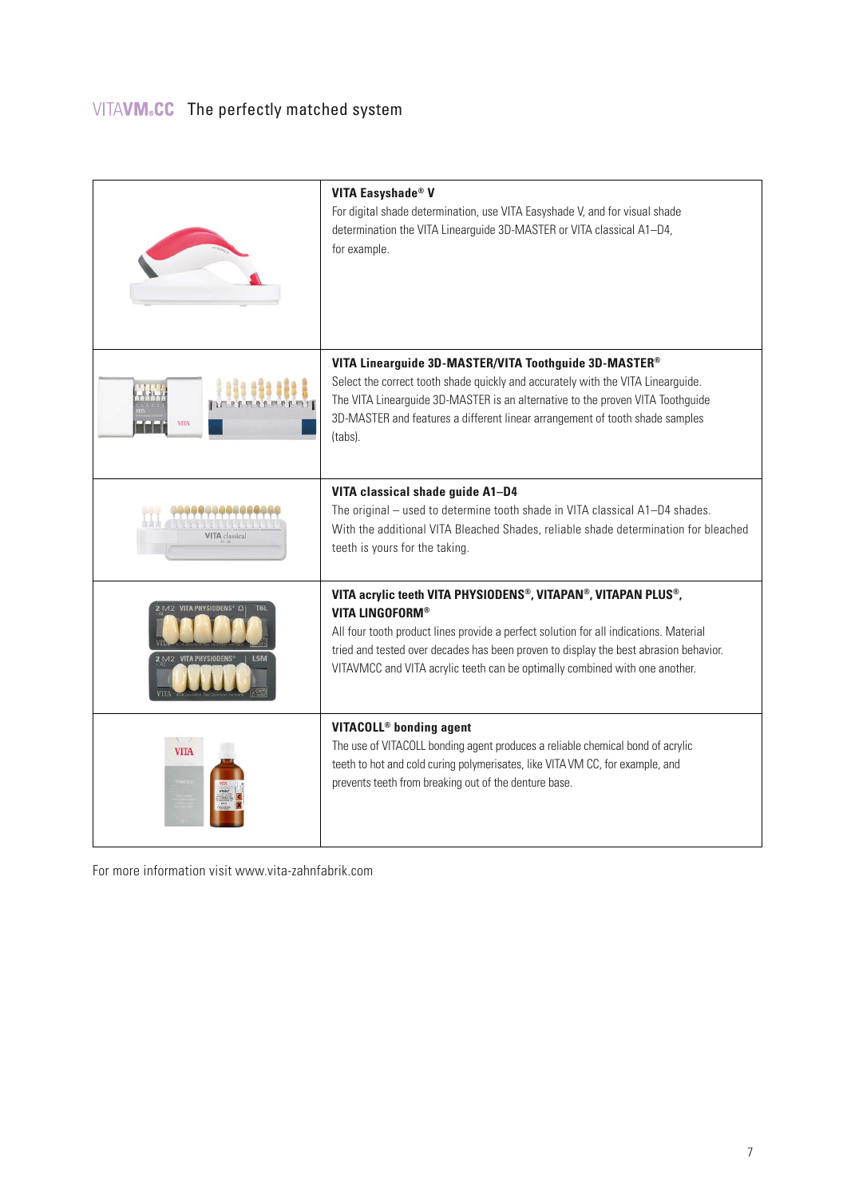# VITAVM®CC The perfectly matched system

| | |
|---|---|
| | **VITA Easyshade® V**<br>For digital shade determination, use VITA Easyshade V, and for visual shade determination the VITA Linearguide 3D-MASTER or VITA classical A1–D4, for example. |
| | **VITA Linearguide 3D-MASTER/VITA Toothguide 3D-MASTER®**<br>Select the correct tooth shade quickly and accurately with the VITA Linearguide. The VITA Linearguide 3D-MASTER is an alternative to the proven VITA Toothguide 3D-MASTER and features a different linear arrangement of tooth shade samples (tabs). |
| | **VITA classical shade guide A1–D4**<br>The original – used to determine tooth shade in VITA classical A1–D4 shades. With the additional VITA Bleached Shades, reliable shade determination for bleached teeth is yours for the taking. |
| | **VITA acrylic teeth VITA PHYSIODENS®, VITAPAN®, VITAPAN PLUS®, VITA LINGOFORM®**<br>All four tooth product lines provide a perfect solution for all indications. Material tried and tested over decades has been proven to display the best abrasion behavior. VITAVMCC and VITA acrylic teeth can be optimally combined with one another. |
| | **VITACOLL® bonding agent**<br>The use of VITACOLL bonding agent produces a reliable chemical bond of acrylic teeth to hot and cold curing polymerisates, like VITA VM CC, for example, and prevents teeth from breaking out of the denture base. |

For more information visit www.vita-zahnfabrik.com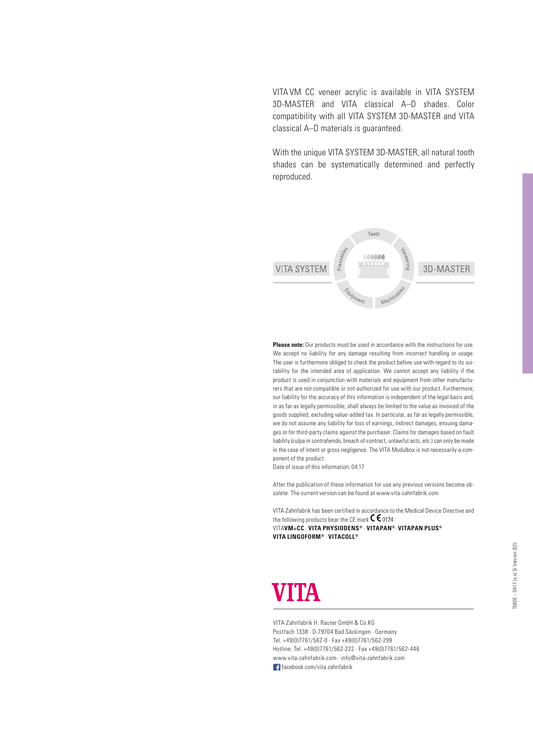VITA VM CC veneer acrylic is available in VITA SYSTEM 3D-MASTER and VITA classical A–D shades. Color compatibility with all VITA SYSTEM 3D-MASTER and VITA classical A–D materials is guaranteed.

With the unique VITA SYSTEM 3D-MASTER, all natural tooth shades can be systematically determined and perfectly reproduced.

VITA SYSTEM

Teeth

Veneering

Machinables

Equipment

Pressables

3D-MASTER

**Please note:** Our products must be used in accordance with the instructions for use. We accept no liability for any damage resulting from incorrect handling or usage. The user is furthermore obliged to check the product before use with regard to its suitability for the intended area of application. We cannot accept any liability if the product is used in conjunction with materials and equipment from other manufacturers that are not compatible or not authorized for use with our product. Furthermore, our liability for the accuracy of this information is independent of the legal basis and, in as far as legally permissible, shall always be limited to the value as invoiced of the goods supplied, excluding value-added tax. In particular, as far as legally permissible, we do not assume any liability for loss of earnings, indirect damages, ensuing damages or for third-party claims against the purchaser. Claims for damages based on fault liability (culpa in contrahendo, breach of contract, unlawful acts, etc.) can only be made in the case of intent or gross negligence. The VITA Modulbox is not necessarily a component of the product.
Date of issue of this information: 04.17

After the publication of these information for use any previous versions become obsolete. The current version can be found at www.vita-zahnfabrik.com

VITA Zahnfabrik has been certified in accordance to the Medical Device Directive and the following products bear the CE mark CE 0124 :
VITA**VM®CC** · **VITA PHYSIODENS®** · **VITAPAN®** · **VITAPAN PLUS®**
**VITA LINGOFORM®** · **VITACOLL®**

VITA

VITA Zahnfabrik H. Rauter GmbH & Co.KG
Postfach 1338 · D-79704 Bad Säckingen · Germany
Tel. +49(0)7761/562-0 · Fax +49(0)7761/562-299
Hotline: Tel. +49(0)7761/562-222 · Fax +49(0)7761/562-446
www.vita-zahnfabrik.com · info@vita-zahnfabrik.com
facebook.com/vita.zahnfabrik

1560E – 0417 (x.x) S Version (02)